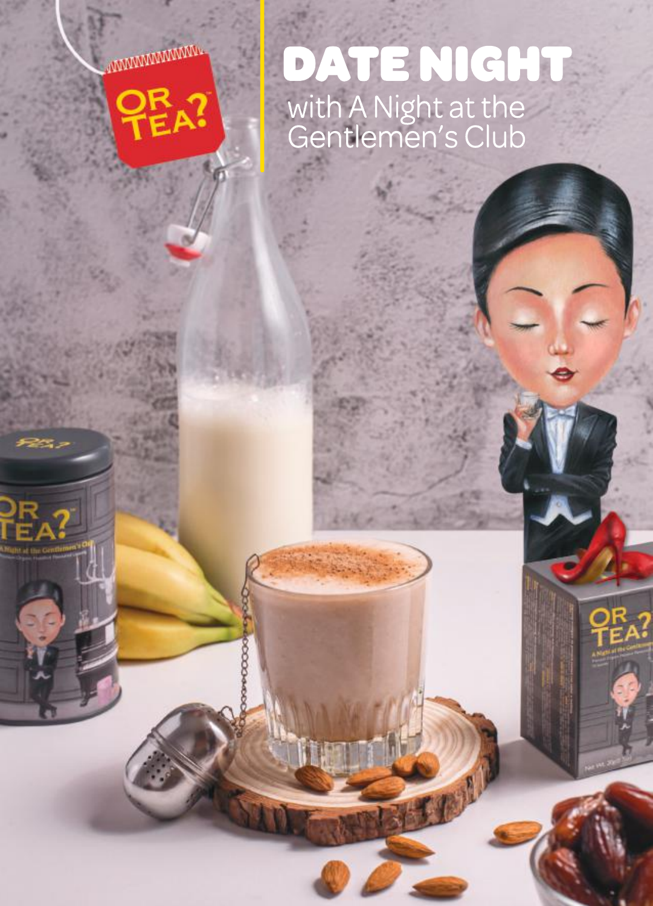# DATE NIGHT

with A Night at the Gentlemen's Club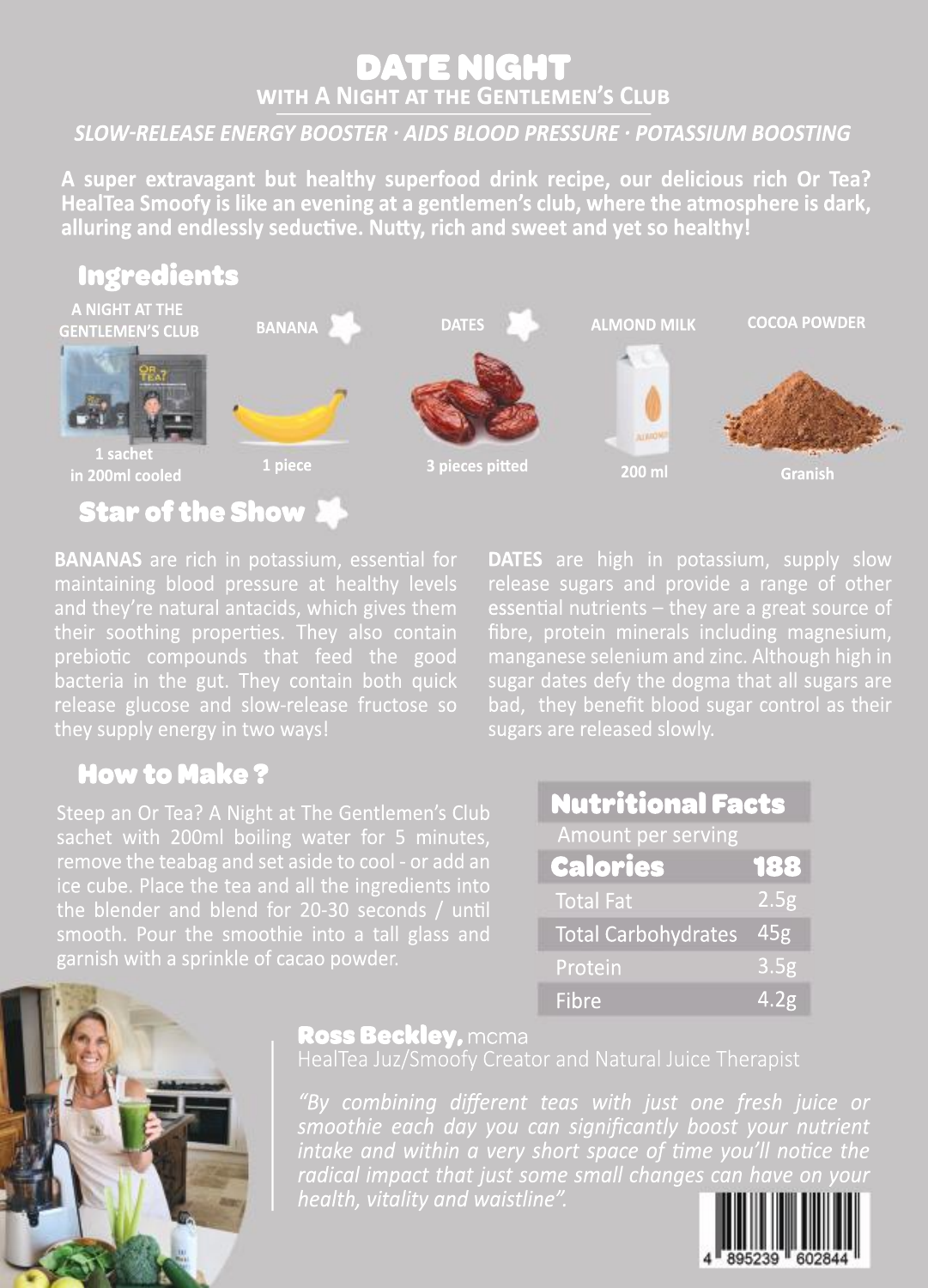# DATE NIGHT

## WITH A NIGHT AT THE GENTLEMEN'S CLUB

*SLOW-RELEASE ENERGY BOOSTER · AIDS BLOOD PRESSURE · POTASSIUM BOOSTING*

**A super extravagant but healthy superfood drink recipe, our delicious rich Or Tea? HealTea Smoofy is like an evening at a gentlemen's club, where the atmosphere is dark, alluring and endlessly seductive. Nutty, rich and sweet and yet so healthy!**

## Ingredients

| A NIGHT AT THE GENTLEMEN'S CLUB | BANANA | DATES | ALMOND MILK | COCOA POWDER |
|---|---|---|---|---|
| 1 sachet in 200ml cooled | 1 piece | 3 pieces pitted | 200 ml | Granish |

## Star of the Show

**BANANAS** are rich in potassium, essential for maintaining blood pressure at healthy levels and they're natural antacids, which gives them their soothing properties. They also contain prebiotic compounds that feed the good bacteria in the gut. They contain both quick release glucose and slow-release fructose so they supply energy in two ways!

**DATES** are high in potassium, supply slow release sugars and provide a range of other essential nutrients – they are a great source of fibre, protein minerals including magnesium, manganese selenium and zinc. Although high in sugar dates defy the dogma that all sugars are bad, they benefit blood sugar control as their sugars are released slowly.

## How to Make ?

Steep an Or Tea? A Night at The Gentlemen's Club sachet with 200ml boiling water for 5 minutes, remove the teabag and set aside to cool - or add an ice cube. Place the tea and all the ingredients into the blender and blend for 20-30 seconds / until smooth. Pour the smoothie into a tall glass and garnish with a sprinkle of cacao powder.

| Nutritional Facts | |
|---|---|
| Amount per serving | |
| **Calories** | **188** |
| Total Fat | 2.5g |
| Total Carbohydrates | 45g |
| Protein | 3.5g |
| Fibre | 4.2g |

**Ross Beckley,** mcma
HealTea Juz/Smoofy Creator and Natural Juice Therapist

*"By combining different teas with just one fresh juice or smoothie each day you can significantly boost your nutrient intake and within a very short space of time you'll notice the radical impact that just some small changes can have on your health, vitality and waistline".*

4 895239 602844